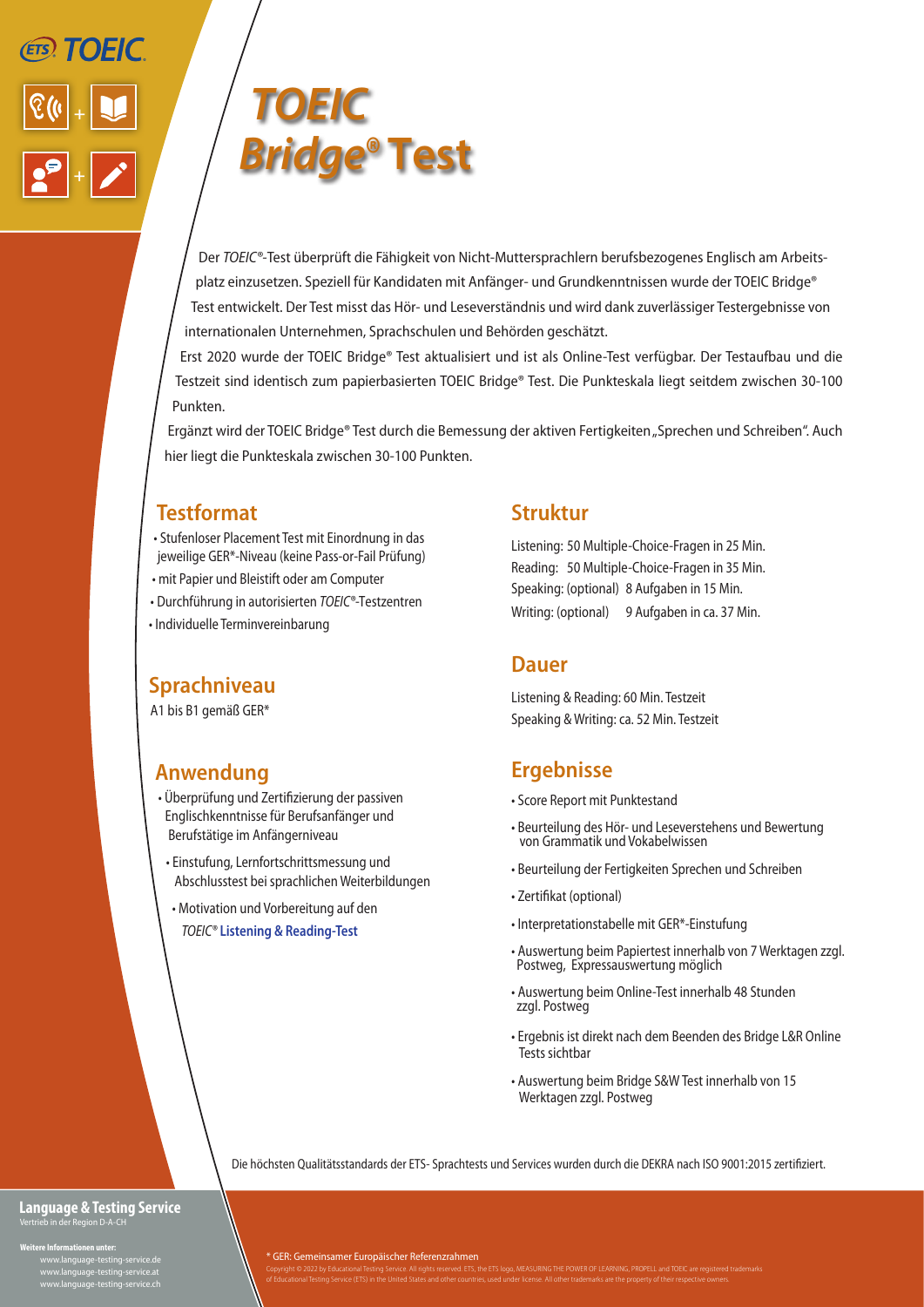ETS TOEIC

# *TOEIC* *Bridge*® Test

Der *TOEIC*®-Test überprüft die Fähigkeit von Nicht-Muttersprachlern berufsbezogenes Englisch am Arbeitsplatz einzusetzen. Speziell für Kandidaten mit Anfänger- und Grundkenntnissen wurde der TOEIC Bridge® Test entwickelt. Der Test misst das Hör- und Leseverständnis und wird dank zuverlässiger Testergebnisse von internationalen Unternehmen, Sprachschulen und Behörden geschätzt.

Erst 2020 wurde der TOEIC Bridge® Test aktualisiert und ist als Online-Test verfügbar. Der Testaufbau und die Testzeit sind identisch zum papierbasierten TOEIC Bridge® Test. Die Punkteskala liegt seitdem zwischen 30-100 Punkten.

Ergänzt wird der TOEIC Bridge® Test durch die Bemessung der aktiven Fertigkeiten „Sprechen und Schreiben". Auch hier liegt die Punkteskala zwischen 30-100 Punkten.

## Testformat

- Stufenloser Placement Test mit Einordnung in das jeweilige GER*-Niveau (keine Pass-or-Fail Prüfung)
- mit Papier und Bleistift oder am Computer
- Durchführung in autorisierten *TOEIC*®-Testzentren
- Individuelle Terminvereinbarung

## Sprachniveau

A1 bis B1 gemäß GER*

## Anwendung

- Überprüfung und Zertifizierung der passiven Englischkenntnisse für Berufsanfänger und Berufstätige im Anfängerniveau
- Einstufung, Lernfortschrittsmessung und Abschlusstest bei sprachlichen Weiterbildungen
- Motivation und Vorbereitung auf den *TOEIC*® **Listening & Reading-Test**

## Struktur

Listening: 50 Multiple-Choice-Fragen in 25 Min.
Reading: 50 Multiple-Choice-Fragen in 35 Min.
Speaking: (optional) 8 Aufgaben in 15 Min.
Writing: (optional) 9 Aufgaben in ca. 37 Min.

## Dauer

Listening & Reading: 60 Min. Testzeit
Speaking & Writing: ca. 52 Min. Testzeit

## Ergebnisse

- Score Report mit Punktestand
- Beurteilung des Hör- und Leseverstehens und Bewertung von Grammatik und Vokabelwissen
- Beurteilung der Fertigkeiten Sprechen und Schreiben
- Zertifikat (optional)
- Interpretationstabelle mit GER*-Einstufung
- Auswertung beim Papiertest innerhalb von 7 Werktagen zzgl. Postweg, Expressauswertung möglich
- Auswertung beim Online-Test innerhalb 48 Stunden zzgl. Postweg
- Ergebnis ist direkt nach dem Beenden des Bridge L&R Online Tests sichtbar
- Auswertung beim Bridge S&W Test innerhalb von 15 Werktagen zzgl. Postweg

Die höchsten Qualitätsstandards der ETS- Sprachtests und Services wurden durch die DEKRA nach ISO 9001:2015 zertifiziert.

**Language & Testing Service**
Vertrieb in der Region D-A-CH

**Weitere Informationen unter:**
www.language-testing-service.de
www.language-testing-service.at
www.language-testing-service.ch

\* GER: Gemeinsamer Europäischer Referenzrahmen

Copyright © 2022 by Educational Testing Service. All rights reserved. ETS, the ETS logo, MEASURING THE POWER OF LEARNING, PROPELL and TOEIC are registered trademarks of Educational Testing Service (ETS) in the United States and other countries, used under license. All other trademarks are the property of their respective owners.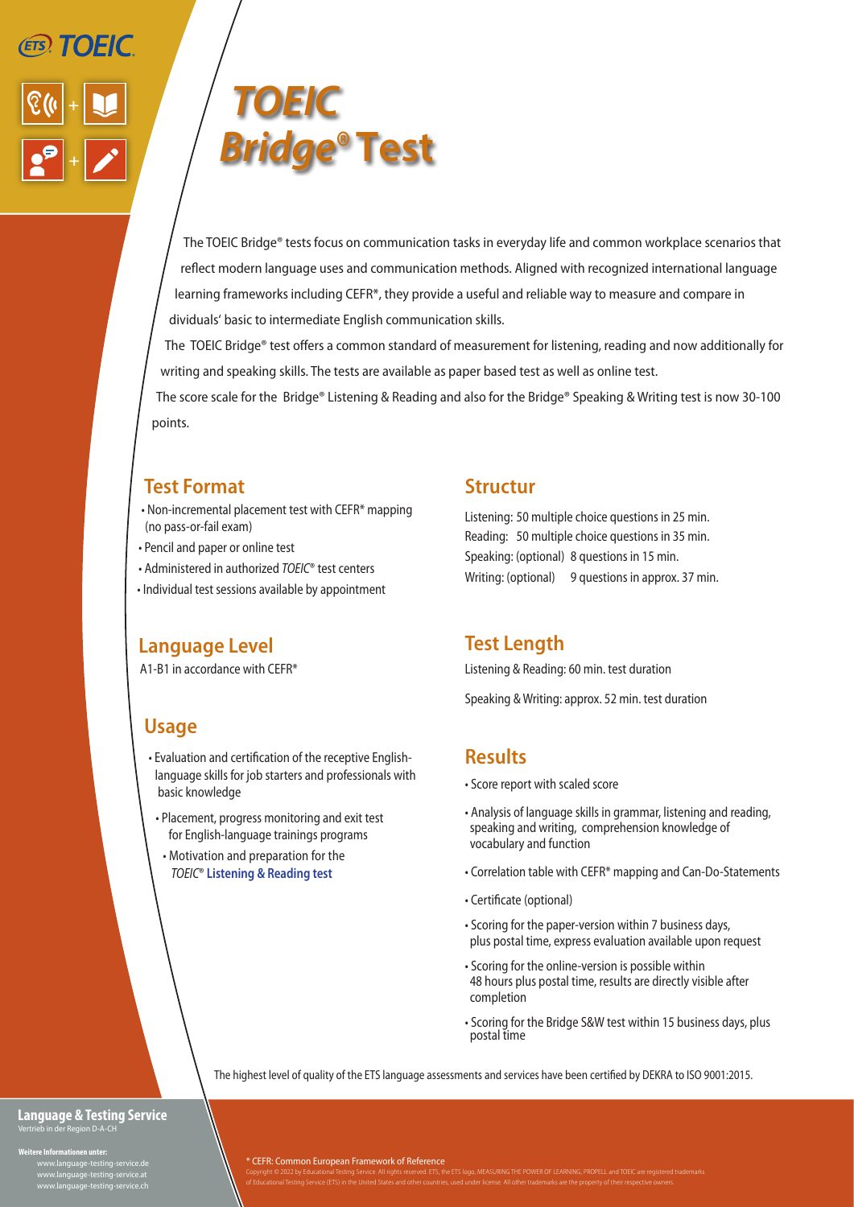ETS TOEIC

# TOEIC Bridge® Test

The TOEIC Bridge® tests focus on communication tasks in everyday life and common workplace scenarios that reflect modern language uses and communication methods. Aligned with recognized international language learning frameworks including CEFR*, they provide a useful and reliable way to measure and compare in dividuals' basic to intermediate English communication skills.

The TOEIC Bridge® test offers a common standard of measurement for listening, reading and now additionally for writing and speaking skills. The tests are available as paper based test as well as online test.

The score scale for the Bridge® Listening & Reading and also for the Bridge® Speaking & Writing test is now 30-100 points.

## Test Format

- Non-incremental placement test with CEFR* mapping (no pass-or-fail exam)
- Pencil and paper or online test
- Administered in authorized *TOEIC*® test centers
- Individual test sessions available by appointment

## Language Level

A1-B1 in accordance with CEFR*

## Usage

- Evaluation and certification of the receptive English-language skills for job starters and professionals with basic knowledge
- Placement, progress monitoring and exit test for English-language trainings programs
- Motivation and preparation for the *TOEIC*® **Listening & Reading test**

## Structur

Listening: 50 multiple choice questions in 25 min.
Reading: 50 multiple choice questions in 35 min.
Speaking: (optional) 8 questions in 15 min.
Writing: (optional) 9 questions in approx. 37 min.

## Test Length

Listening & Reading: 60 min. test duration

Speaking & Writing: approx. 52 min. test duration

## Results

- Score report with scaled score
- Analysis of language skills in grammar, listening and reading, speaking and writing, comprehension knowledge of vocabulary and function
- Correlation table with CEFR* mapping and Can-Do-Statements
- Certificate (optional)
- Scoring for the paper-version within 7 business days, plus postal time, express evaluation available upon request
- Scoring for the online-version is possible within 48 hours plus postal time, results are directly visible after completion
- Scoring for the Bridge S&W test within 15 business days, plus postal time

The highest level of quality of the ETS language assessments and services have been certified by DEKRA to ISO 9001:2015.

**Language & Testing Service**
Vertrieb in der Region D-A-CH

**Weitere Informationen unter:**
www.language-testing-service.de
www.language-testing-service.at
www.language-testing-service.ch

* CEFR: Common European Framework of Reference

Copyright © 2022 by Educational Testing Service. All rights reserved. ETS, the ETS logo, MEASURING THE POWER OF LEARNING, PROPELL and TOEIC are registered trademarks of Educational Testing Service (ETS) in the United States and other countries, used under license. All other trademarks are the property of their respective owners.